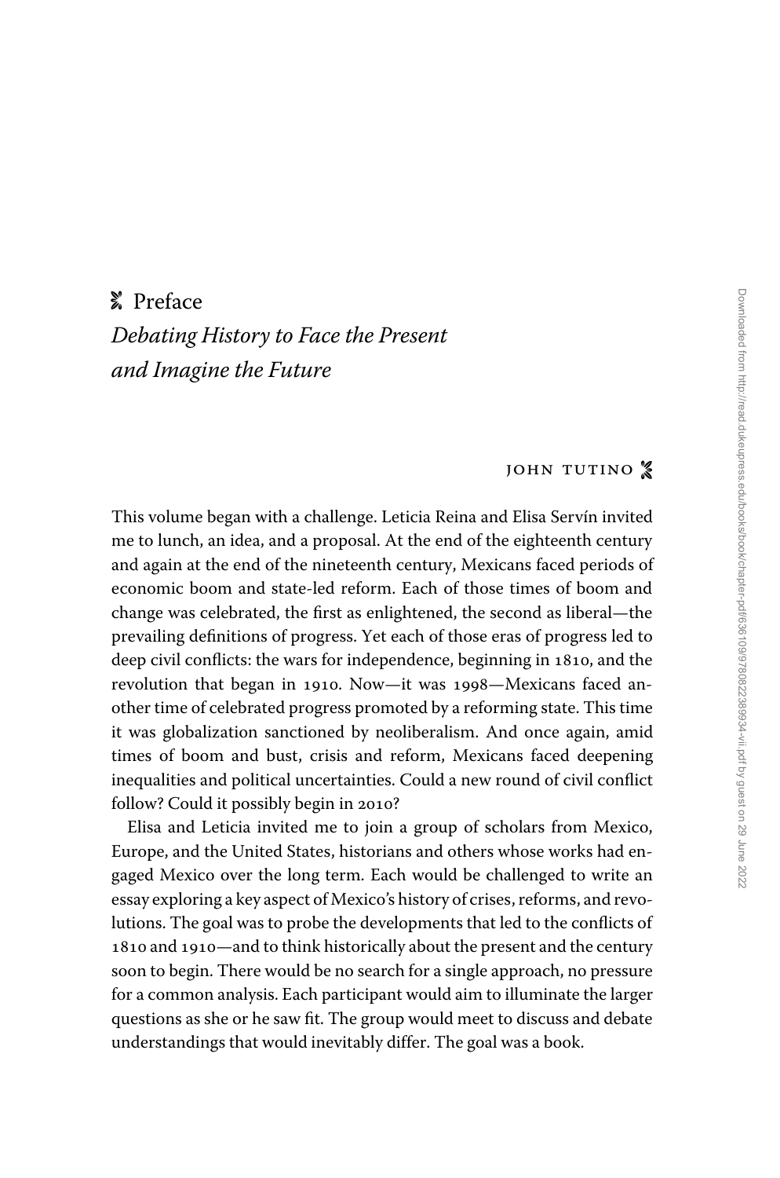# Preface

## *Debating History to Face the Present and Imagine the Future*

JOHN TUTINO

This volume began with a challenge. Leticia Reina and Elisa Servín invited me to lunch, an idea, and a proposal. At the end of the eighteenth century and again at the end of the nineteenth century, Mexicans faced periods of economic boom and state-led reform. Each of those times of boom and change was celebrated, the first as enlightened, the second as liberal—the prevailing definitions of progress. Yet each of those eras of progress led to deep civil conflicts: the wars for independence, beginning in 1810, and the revolution that began in 1910. Now—it was 1998—Mexicans faced another time of celebrated progress promoted by a reforming state. This time it was globalization sanctioned by neoliberalism. And once again, amid times of boom and bust, crisis and reform, Mexicans faced deepening inequalities and political uncertainties. Could a new round of civil conflict follow? Could it possibly begin in 2010?

Elisa and Leticia invited me to join a group of scholars from Mexico, Europe, and the United States, historians and others whose works had engaged Mexico over the long term. Each would be challenged to write an essay exploring a key aspect of Mexico's history of crises, reforms, and revolutions. The goal was to probe the developments that led to the conflicts of 1810 and 1910—and to think historically about the present and the century soon to begin. There would be no search for a single approach, no pressure for a common analysis. Each participant would aim to illuminate the larger questions as she or he saw fit. The group would meet to discuss and debate understandings that would inevitably differ. The goal was a book.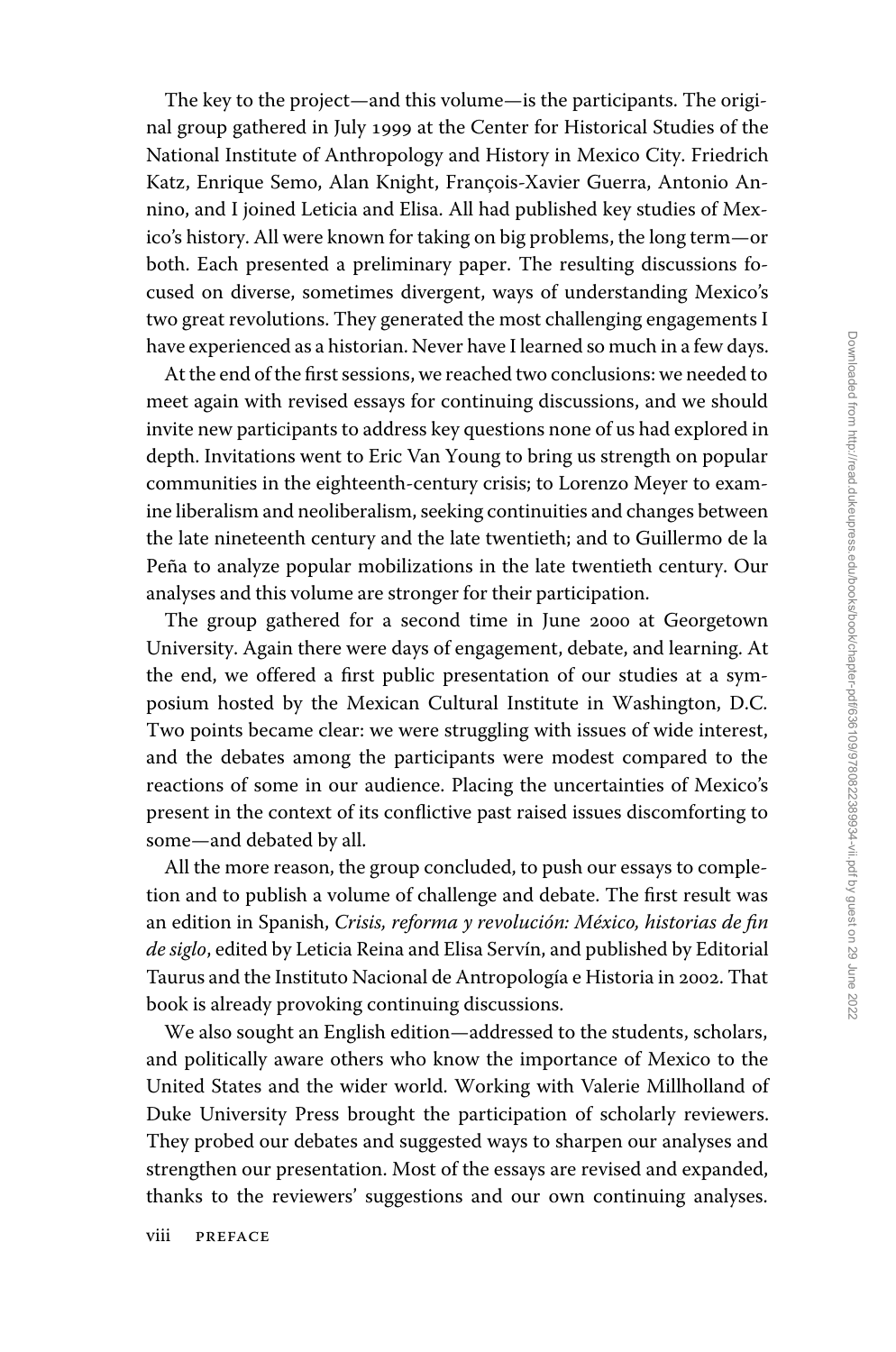The key to the project—and this volume—is the participants. The original group gathered in July 1999 at the Center for Historical Studies of the National Institute of Anthropology and History in Mexico City. Friedrich Katz, Enrique Semo, Alan Knight, François-Xavier Guerra, Antonio Annino, and I joined Leticia and Elisa. All had published key studies of Mexico's history. All were known for taking on big problems, the long term—or both. Each presented a preliminary paper. The resulting discussions focused on diverse, sometimes divergent, ways of understanding Mexico's two great revolutions. They generated the most challenging engagements I have experienced as a historian. Never have I learned so much in a few days.

At the end of the first sessions, we reached two conclusions: we needed to meet again with revised essays for continuing discussions, and we should invite new participants to address key questions none of us had explored in depth. Invitations went to Eric Van Young to bring us strength on popular communities in the eighteenth-century crisis; to Lorenzo Meyer to examine liberalism and neoliberalism, seeking continuities and changes between the late nineteenth century and the late twentieth; and to Guillermo de la Peña to analyze popular mobilizations in the late twentieth century. Our analyses and this volume are stronger for their participation.

The group gathered for a second time in June 2000 at Georgetown University. Again there were days of engagement, debate, and learning. At the end, we offered a first public presentation of our studies at a symposium hosted by the Mexican Cultural Institute in Washington, D.C. Two points became clear: we were struggling with issues of wide interest, and the debates among the participants were modest compared to the reactions of some in our audience. Placing the uncertainties of Mexico's present in the context of its conflictive past raised issues discomforting to some—and debated by all.

All the more reason, the group concluded, to push our essays to completion and to publish a volume of challenge and debate. The first result was an edition in Spanish, *Crisis, reforma y revolución: México, historias de fin de siglo*, edited by Leticia Reina and Elisa Servín, and published by Editorial Taurus and the Instituto Nacional de Antropología e Historia in 2002. That book is already provoking continuing discussions.

We also sought an English edition—addressed to the students, scholars, and politically aware others who know the importance of Mexico to the United States and the wider world. Working with Valerie Millholland of Duke University Press brought the participation of scholarly reviewers. They probed our debates and suggested ways to sharpen our analyses and strengthen our presentation. Most of the essays are revised and expanded, thanks to the reviewers' suggestions and our own continuing analyses.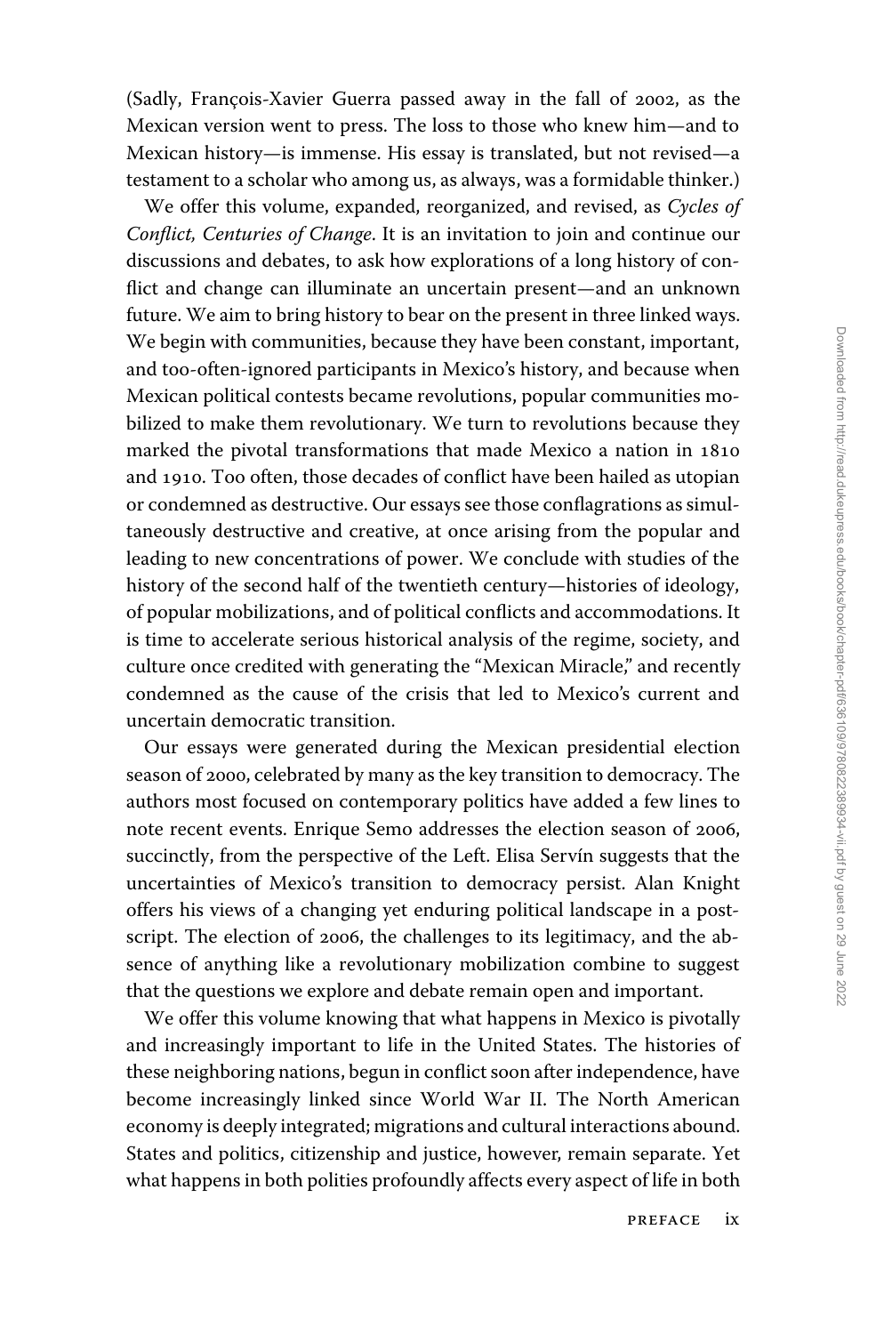(Sadly, François-Xavier Guerra passed away in the fall of 2002, as the Mexican version went to press. The loss to those who knew him—and to Mexican history—is immense. His essay is translated, but not revised—a testament to a scholar who among us, as always, was a formidable thinker.)

We offer this volume, expanded, reorganized, and revised, as *Cycles of Conflict, Centuries of Change*. It is an invitation to join and continue our discussions and debates, to ask how explorations of a long history of conflict and change can illuminate an uncertain present—and an unknown future. We aim to bring history to bear on the present in three linked ways. We begin with communities, because they have been constant, important, and too-often-ignored participants in Mexico's history, and because when Mexican political contests became revolutions, popular communities mobilized to make them revolutionary. We turn to revolutions because they marked the pivotal transformations that made Mexico a nation in 1810 and 1910. Too often, those decades of conflict have been hailed as utopian or condemned as destructive. Our essays see those conflagrations as simultaneously destructive and creative, at once arising from the popular and leading to new concentrations of power. We conclude with studies of the history of the second half of the twentieth century—histories of ideology, of popular mobilizations, and of political conflicts and accommodations. It is time to accelerate serious historical analysis of the regime, society, and culture once credited with generating the "Mexican Miracle," and recently condemned as the cause of the crisis that led to Mexico's current and uncertain democratic transition.

Our essays were generated during the Mexican presidential election season of 2000, celebrated by many as the key transition to democracy. The authors most focused on contemporary politics have added a few lines to note recent events. Enrique Semo addresses the election season of 2006, succinctly, from the perspective of the Left. Elisa Servín suggests that the uncertainties of Mexico's transition to democracy persist. Alan Knight offers his views of a changing yet enduring political landscape in a postscript. The election of 2006, the challenges to its legitimacy, and the absence of anything like a revolutionary mobilization combine to suggest that the questions we explore and debate remain open and important.

We offer this volume knowing that what happens in Mexico is pivotally and increasingly important to life in the United States. The histories of these neighboring nations, begun in conflict soon after independence, have become increasingly linked since World War II. The North American economy is deeply integrated; migrations and cultural interactions abound. States and politics, citizenship and justice, however, remain separate. Yet what happens in both polities profoundly affects every aspect of life in both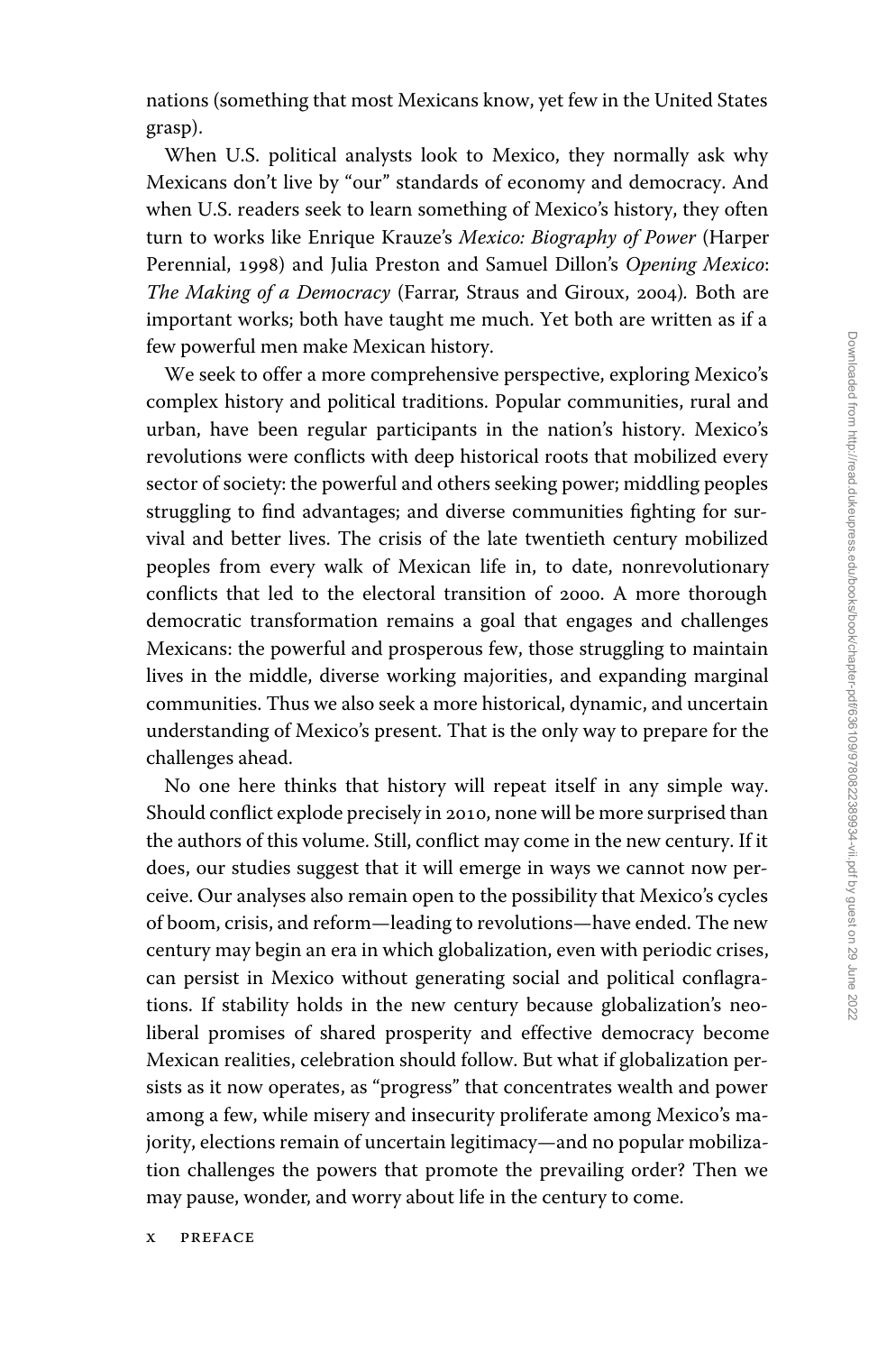nations (something that most Mexicans know, yet few in the United States grasp).

When U.S. political analysts look to Mexico, they normally ask why Mexicans don't live by "our" standards of economy and democracy. And when U.S. readers seek to learn something of Mexico's history, they often turn to works like Enrique Krauze's *Mexico: Biography of Power* (Harper Perennial, 1998) and Julia Preston and Samuel Dillon's *Opening Mexico: The Making of a Democracy* (Farrar, Straus and Giroux, 2004). Both are important works; both have taught me much. Yet both are written as if a few powerful men make Mexican history.

We seek to offer a more comprehensive perspective, exploring Mexico's complex history and political traditions. Popular communities, rural and urban, have been regular participants in the nation's history. Mexico's revolutions were conflicts with deep historical roots that mobilized every sector of society: the powerful and others seeking power; middling peoples struggling to find advantages; and diverse communities fighting for survival and better lives. The crisis of the late twentieth century mobilized peoples from every walk of Mexican life in, to date, nonrevolutionary conflicts that led to the electoral transition of 2000. A more thorough democratic transformation remains a goal that engages and challenges Mexicans: the powerful and prosperous few, those struggling to maintain lives in the middle, diverse working majorities, and expanding marginal communities. Thus we also seek a more historical, dynamic, and uncertain understanding of Mexico's present. That is the only way to prepare for the challenges ahead.

No one here thinks that history will repeat itself in any simple way. Should conflict explode precisely in 2010, none will be more surprised than the authors of this volume. Still, conflict may come in the new century. If it does, our studies suggest that it will emerge in ways we cannot now perceive. Our analyses also remain open to the possibility that Mexico's cycles of boom, crisis, and reform—leading to revolutions—have ended. The new century may begin an era in which globalization, even with periodic crises, can persist in Mexico without generating social and political conflagrations. If stability holds in the new century because globalization's neoliberal promises of shared prosperity and effective democracy become Mexican realities, celebration should follow. But what if globalization persists as it now operates, as "progress" that concentrates wealth and power among a few, while misery and insecurity proliferate among Mexico's majority, elections remain of uncertain legitimacy—and no popular mobilization challenges the powers that promote the prevailing order? Then we may pause, wonder, and worry about life in the century to come.